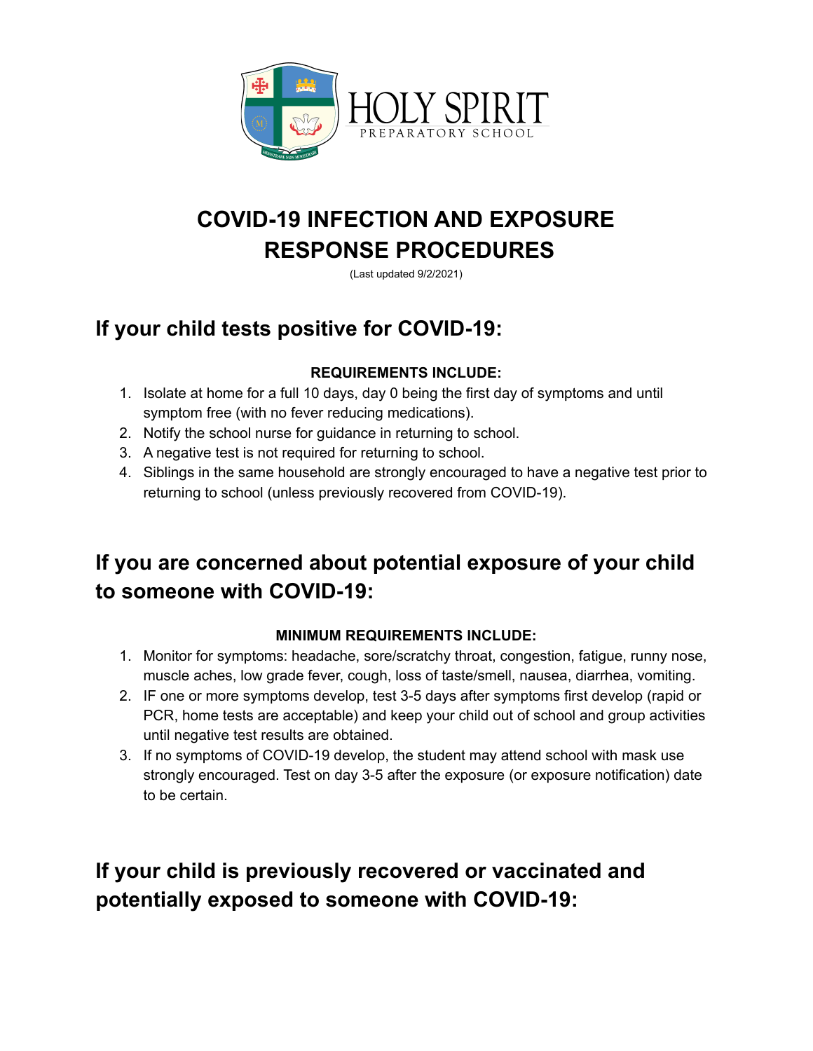HOLY SPIRIT
PREPARATORY SCHOOL

# COVID-19 INFECTION AND EXPOSURE RESPONSE PROCEDURES

(Last updated 9/2/2021)

## If your child tests positive for COVID-19:

**REQUIREMENTS INCLUDE:**

1. Isolate at home for a full 10 days, day 0 being the first day of symptoms and until symptom free (with no fever reducing medications).
2. Notify the school nurse for guidance in returning to school.
3. A negative test is not required for returning to school.
4. Siblings in the same household are strongly encouraged to have a negative test prior to returning to school (unless previously recovered from COVID-19).

## If you are concerned about potential exposure of your child to someone with COVID-19:

**MINIMUM REQUIREMENTS INCLUDE:**

1. Monitor for symptoms: headache, sore/scratchy throat, congestion, fatigue, runny nose, muscle aches, low grade fever, cough, loss of taste/smell, nausea, diarrhea, vomiting.
2. IF one or more symptoms develop, test 3-5 days after symptoms first develop (rapid or PCR, home tests are acceptable) and keep your child out of school and group activities until negative test results are obtained.
3. If no symptoms of COVID-19 develop, the student may attend school with mask use strongly encouraged. Test on day 3-5 after the exposure (or exposure notification) date to be certain.

## If your child is previously recovered or vaccinated and potentially exposed to someone with COVID-19: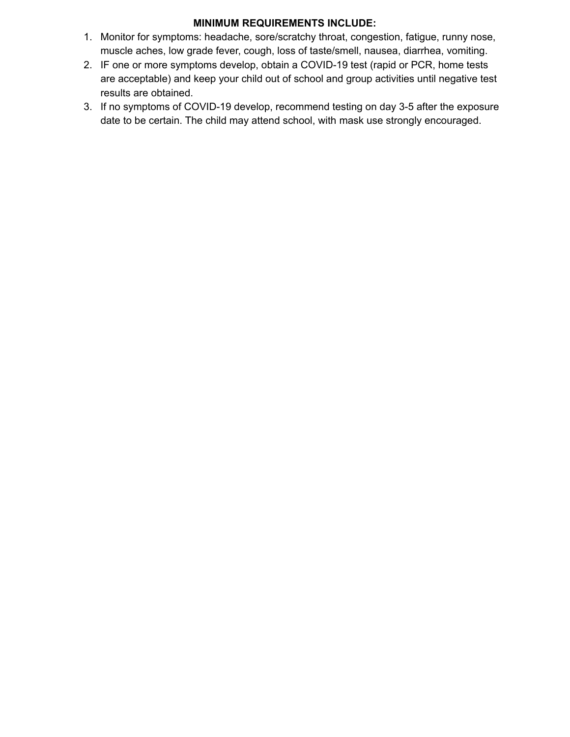**MINIMUM REQUIREMENTS INCLUDE:**

1. Monitor for symptoms: headache, sore/scratchy throat, congestion, fatigue, runny nose, muscle aches, low grade fever, cough, loss of taste/smell, nausea, diarrhea, vomiting.
2. IF one or more symptoms develop, obtain a COVID-19 test (rapid or PCR, home tests are acceptable) and keep your child out of school and group activities until negative test results are obtained.
3. If no symptoms of COVID-19 develop, recommend testing on day 3-5 after the exposure date to be certain. The child may attend school, with mask use strongly encouraged.